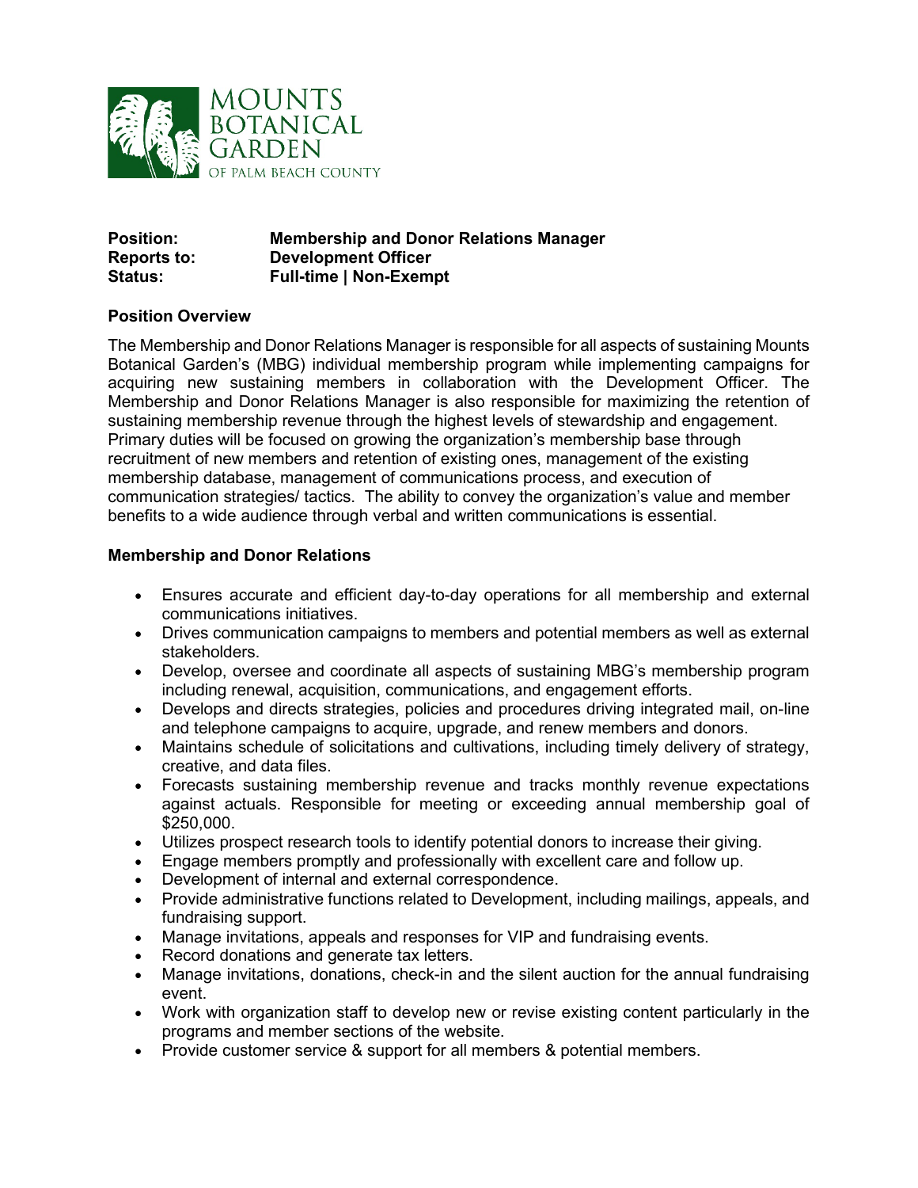MOUNTS BOTANICAL GARDEN OF PALM BEACH COUNTY

**Position:** **Membership and Donor Relations Manager**
**Reports to:** **Development Officer**
**Status:** **Full-time | Non-Exempt**

## Position Overview

The Membership and Donor Relations Manager is responsible for all aspects of sustaining Mounts Botanical Garden's (MBG) individual membership program while implementing campaigns for acquiring new sustaining members in collaboration with the Development Officer. The Membership and Donor Relations Manager is also responsible for maximizing the retention of sustaining membership revenue through the highest levels of stewardship and engagement. Primary duties will be focused on growing the organization's membership base through recruitment of new members and retention of existing ones, management of the existing membership database, management of communications process, and execution of communication strategies/ tactics. The ability to convey the organization's value and member benefits to a wide audience through verbal and written communications is essential.

## Membership and Donor Relations

- Ensures accurate and efficient day-to-day operations for all membership and external communications initiatives.
- Drives communication campaigns to members and potential members as well as external stakeholders.
- Develop, oversee and coordinate all aspects of sustaining MBG's membership program including renewal, acquisition, communications, and engagement efforts.
- Develops and directs strategies, policies and procedures driving integrated mail, on-line and telephone campaigns to acquire, upgrade, and renew members and donors.
- Maintains schedule of solicitations and cultivations, including timely delivery of strategy, creative, and data files.
- Forecasts sustaining membership revenue and tracks monthly revenue expectations against actuals. Responsible for meeting or exceeding annual membership goal of $250,000.
- Utilizes prospect research tools to identify potential donors to increase their giving.
- Engage members promptly and professionally with excellent care and follow up.
- Development of internal and external correspondence.
- Provide administrative functions related to Development, including mailings, appeals, and fundraising support.
- Manage invitations, appeals and responses for VIP and fundraising events.
- Record donations and generate tax letters.
- Manage invitations, donations, check-in and the silent auction for the annual fundraising event.
- Work with organization staff to develop new or revise existing content particularly in the programs and member sections of the website.
- Provide customer service & support for all members & potential members.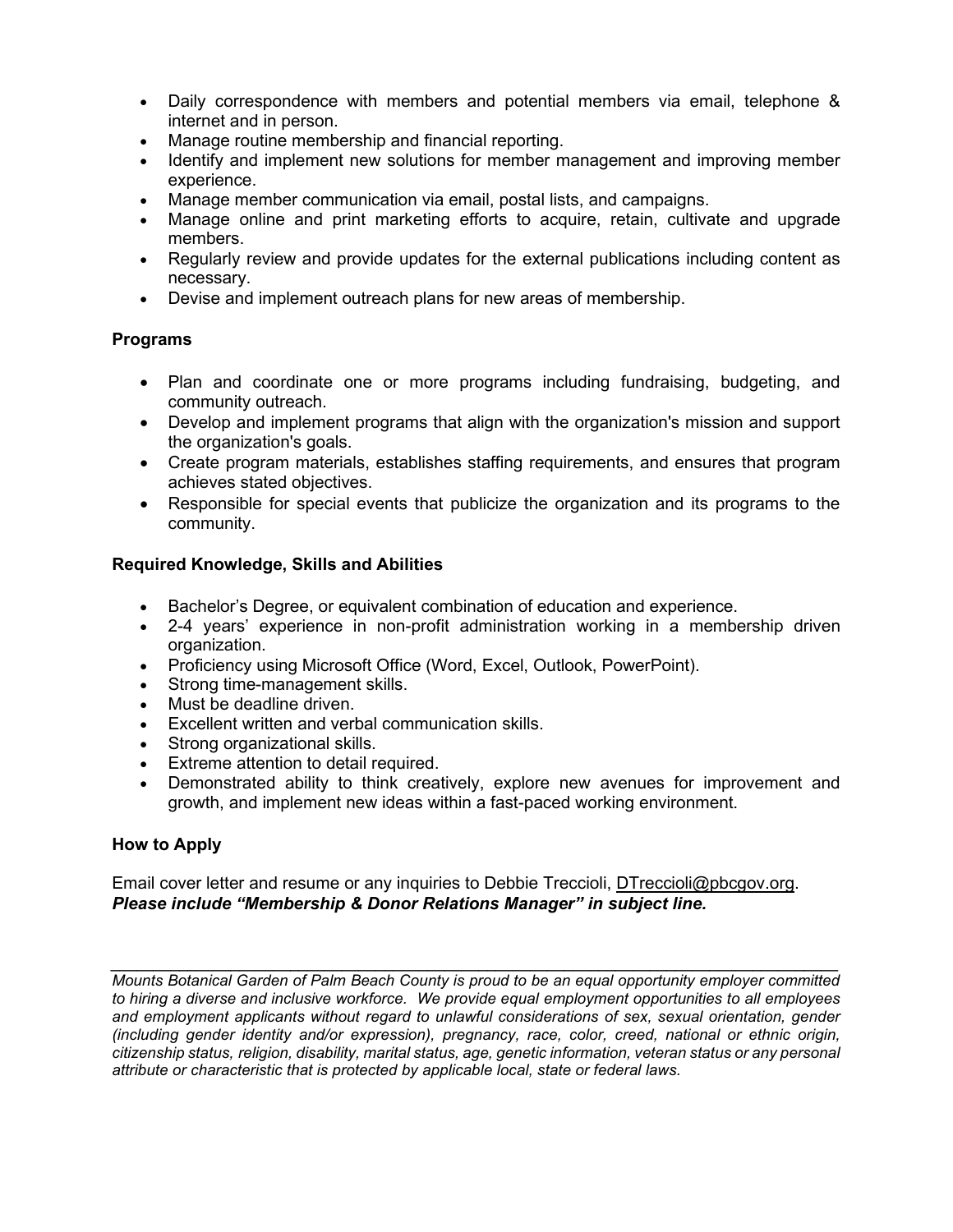- Daily correspondence with members and potential members via email, telephone & internet and in person.
- Manage routine membership and financial reporting.
- Identify and implement new solutions for member management and improving member experience.
- Manage member communication via email, postal lists, and campaigns.
- Manage online and print marketing efforts to acquire, retain, cultivate and upgrade members.
- Regularly review and provide updates for the external publications including content as necessary.
- Devise and implement outreach plans for new areas of membership.

**Programs**

- Plan and coordinate one or more programs including fundraising, budgeting, and community outreach.
- Develop and implement programs that align with the organization's mission and support the organization's goals.
- Create program materials, establishes staffing requirements, and ensures that program achieves stated objectives.
- Responsible for special events that publicize the organization and its programs to the community.

**Required Knowledge, Skills and Abilities**

- Bachelor's Degree, or equivalent combination of education and experience.
- 2-4 years' experience in non-profit administration working in a membership driven organization.
- Proficiency using Microsoft Office (Word, Excel, Outlook, PowerPoint).
- Strong time-management skills.
- Must be deadline driven.
- Excellent written and verbal communication skills.
- Strong organizational skills.
- Extreme attention to detail required.
- Demonstrated ability to think creatively, explore new avenues for improvement and growth, and implement new ideas within a fast-paced working environment.

**How to Apply**

Email cover letter and resume or any inquiries to Debbie Treccioli, DTreccioli@pbcgov.org.
***Please include "Membership & Donor Relations Manager" in subject line.***

---

*Mounts Botanical Garden of Palm Beach County is proud to be an equal opportunity employer committed to hiring a diverse and inclusive workforce. We provide equal employment opportunities to all employees and employment applicants without regard to unlawful considerations of sex, sexual orientation, gender (including gender identity and/or expression), pregnancy, race, color, creed, national or ethnic origin, citizenship status, religion, disability, marital status, age, genetic information, veteran status or any personal attribute or characteristic that is protected by applicable local, state or federal laws.*